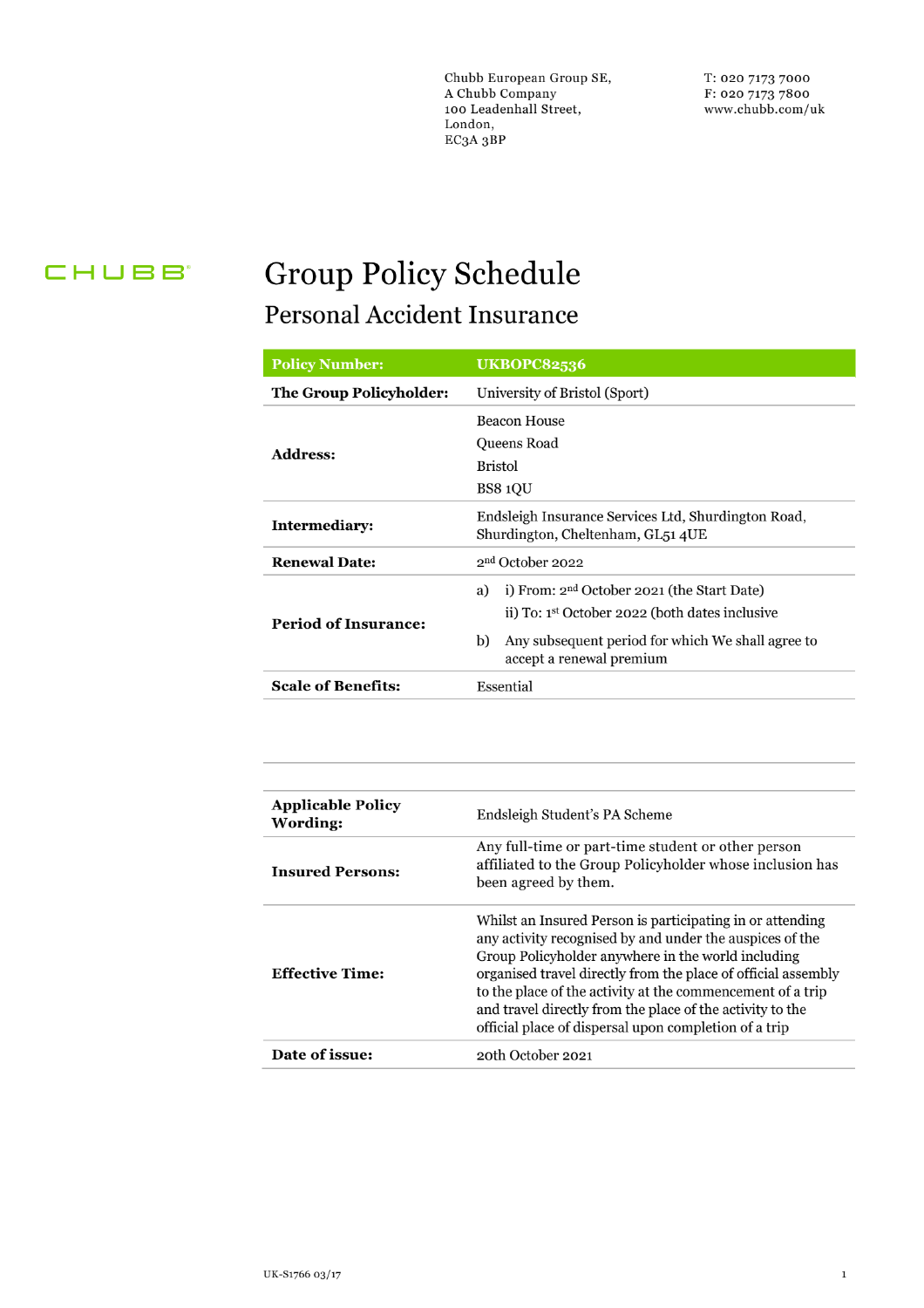Chubb European Group SE,
A Chubb Company
100 Leadenhall Street,
London,
EC3A 3BP

T: 020 7173 7000
F: 020 7173 7800
www.chubb.com/uk

CHUBB

# Group Policy Schedule

## Personal Accident Insurance

| **Policy Number:** | **UKBOPC82536** |
|---|---|
| **The Group Policyholder:** | University of Bristol (Sport) |
| **Address:** | Beacon House<br>Queens Road<br>Bristol<br>BS8 1QU |
| **Intermediary:** | Endsleigh Insurance Services Ltd, Shurdington Road, Shurdington, Cheltenham, GL51 4UE |
| **Renewal Date:** | 2nd October 2022 |
| **Period of Insurance:** | a) i) From: 2nd October 2021 (the Start Date)<br>ii) To: 1st October 2022 (both dates inclusive<br>b) Any subsequent period for which We shall agree to accept a renewal premium |
| **Scale of Benefits:** | Essential |

| | |
|---|---|
| **Applicable Policy Wording:** | Endsleigh Student's PA Scheme |
| **Insured Persons:** | Any full-time or part-time student or other person affiliated to the Group Policyholder whose inclusion has been agreed by them. |
| **Effective Time:** | Whilst an Insured Person is participating in or attending any activity recognised by and under the auspices of the Group Policyholder anywhere in the world including organised travel directly from the place of official assembly to the place of the activity at the commencement of a trip and travel directly from the place of the activity to the official place of dispersal upon completion of a trip |
| **Date of issue:** | 20th October 2021 |

UK-S1766 03/17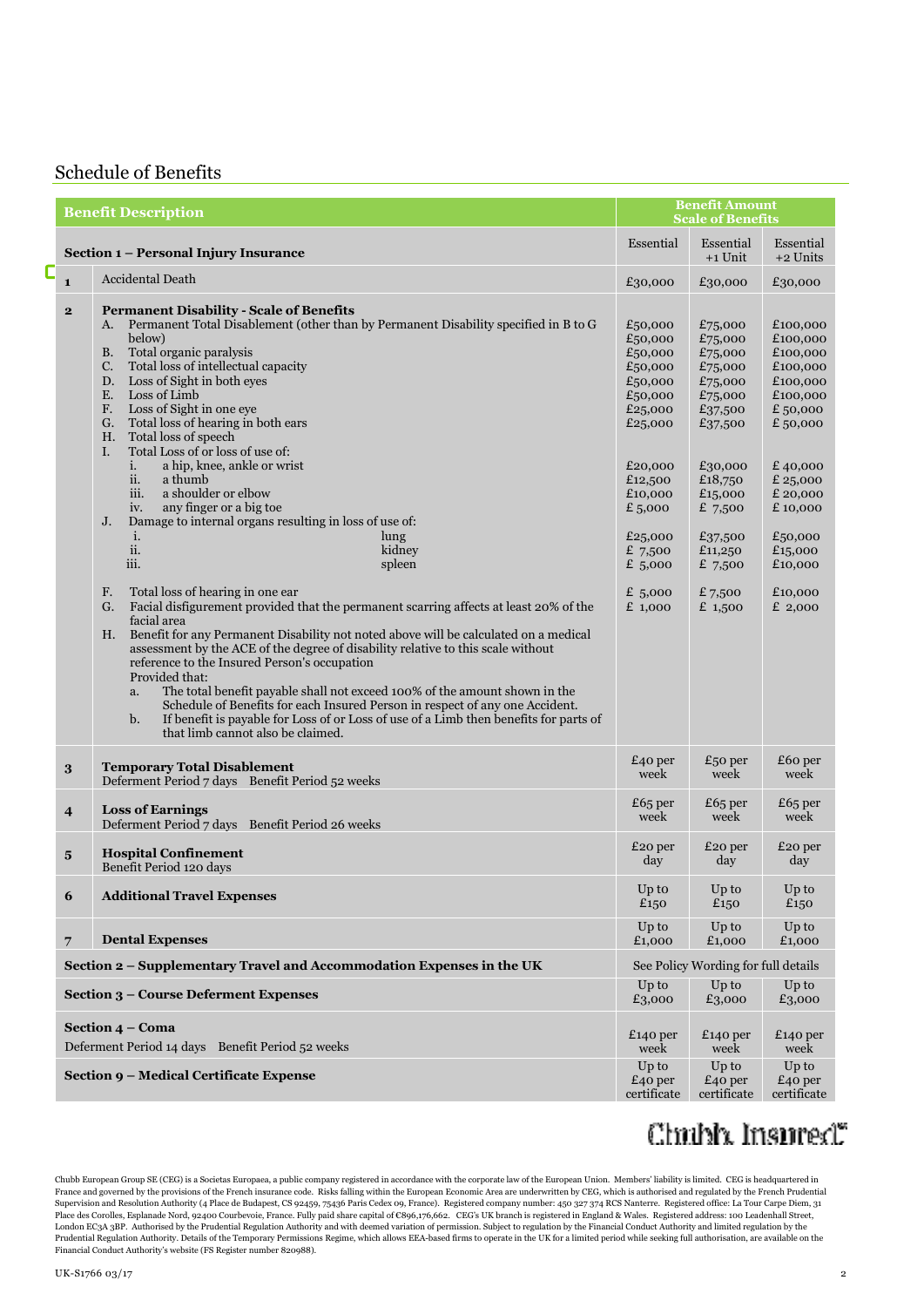## Schedule of Benefits

| Benefit Description | | Benefit Amount Scale of Benefits | | |
|---|---|---|---|---|
| **Section 1 – Personal Injury Insurance** | | Essential | Essential +1 Unit | Essential +2 Units |
| **1** | Accidental Death | £30,000 | £30,000 | £30,000 |
| **2** | **Permanent Disability - Scale of Benefits** | | | |
| | A. Permanent Total Disablement (other than by Permanent Disability specified in B to G below) | £50,000 | £75,000 | £100,000 |
| | B. Total organic paralysis | £50,000 | £75,000 | £100,000 |
| | C. Total loss of intellectual capacity | £50,000 | £75,000 | £100,000 |
| | D. Loss of Sight in both eyes | £50,000 | £75,000 | £100,000 |
| | E. Loss of Limb | £50,000 | £75,000 | £100,000 |
| | F. Loss of Sight in one eye | £25,000 | £37,500 | £ 50,000 |
| | G. Total loss of hearing in both ears | £25,000 | £37,500 | £ 50,000 |
| | H. Total loss of speech | | | |
| | I. Total Loss of or loss of use of: | | | |
| | i. a hip, knee, ankle or wrist | £20,000 | £30,000 | £ 40,000 |
| | ii. a thumb | £12,500 | £18,750 | £ 25,000 |
| | iii. a shoulder or elbow | £10,000 | £15,000 | £ 20,000 |
| | iv. any finger or a big toe | £ 5,000 | £ 7,500 | £ 10,000 |
| | J. Damage to internal organs resulting in loss of use of: | | | |
| | i. lung | £25,000 | £37,500 | £50,000 |
| | ii. kidney | £ 7,500 | £11,250 | £15,000 |
| | iii. spleen | £ 5,000 | £ 7,500 | £10,000 |
| | F. Total loss of hearing in one ear | £ 5,000 | £ 7,500 | £10,000 |
| | G. Facial disfigurement provided that the permanent scarring affects at least 20% of the facial area | £ 1,000 | £ 1,500 | £ 2,000 |
| | H. Benefit for any Permanent Disability not noted above will be calculated on a medical assessment by the ACE of the degree of disability relative to this scale without reference to the Insured Person's occupation<br>Provided that:<br>a. The total benefit payable shall not exceed 100% of the amount shown in the Schedule of Benefits for each Insured Person in respect of any one Accident.<br>b. If benefit is payable for Loss of or Loss of use of a Limb then benefits for parts of that limb cannot also be claimed. | | | |
| **3** | **Temporary Total Disablement**<br>Deferment Period 7 days Benefit Period 52 weeks | £40 per week | £50 per week | £60 per week |
| **4** | **Loss of Earnings**<br>Deferment Period 7 days Benefit Period 26 weeks | £65 per week | £65 per week | £65 per week |
| **5** | **Hospital Confinement**<br>Benefit Period 120 days | £20 per day | £20 per day | £20 per day |
| **6** | **Additional Travel Expenses** | Up to £150 | Up to £150 | Up to £150 |
| **7** | **Dental Expenses** | Up to £1,000 | Up to £1,000 | Up to £1,000 |
| **Section 2 – Supplementary Travel and Accommodation Expenses in the UK** | | See Policy Wording for full details | | |
| **Section 3 – Course Deferment Expenses** | | Up to £3,000 | Up to £3,000 | Up to £3,000 |
| **Section 4 – Coma**<br>Deferment Period 14 days Benefit Period 52 weeks | | £140 per week | £140 per week | £140 per week |
| **Section 9 – Medical Certificate Expense** | | Up to £40 per certificate | Up to £40 per certificate | Up to £40 per certificate |

Chubb. Insured.™

Chubb European Group SE (CEG) is a Societas Europaea, a public company registered in accordance with the corporate law of the European Union. Members' liability is limited. CEG is headquartered in France and governed by the provisions of the French insurance code. Risks falling within the European Economic Area are underwritten by CEG, which is authorised and regulated by the French Prudential Supervision and Resolution Authority (4 Place de Budapest, CS 92459, 75436 Paris Cedex 09, France). Registered company number: 450 327 374 RCS Nanterre. Registered office: La Tour Carpe Diem, 31 Place des Corolles, Esplanade Nord, 92400 Courbevoie, France. Fully paid share capital of €896,176,662. CEG's UK branch is registered in England & Wales. Registered address: 100 Leadenhall Street, London EC3A 3BP. Authorised by the Prudential Regulation Authority and with deemed variation of permission. Subject to regulation by the Financial Conduct Authority and limited regulation by the Prudential Regulation Authority. Details of the Temporary Permissions Regime, which allows EEA-based firms to operate in the UK for a limited period while seeking full authorisation, are available on the Financial Conduct Authority's website (FS Register number 820988).

UK-S1766 03/17